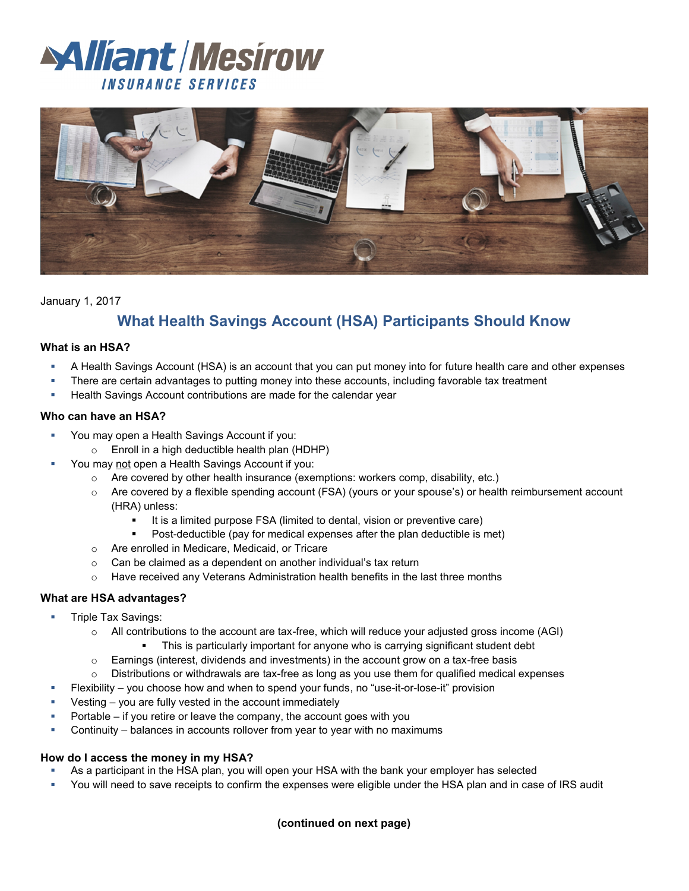**Alliant | Mesirow**
INSURANCE SERVICES

January 1, 2017

# What Health Savings Account (HSA) Participants Should Know

### What is an HSA?

- A Health Savings Account (HSA) is an account that you can put money into for future health care and other expenses
- There are certain advantages to putting money into these accounts, including favorable tax treatment
- Health Savings Account contributions are made for the calendar year

### Who can have an HSA?

- You may open a Health Savings Account if you:
  - Enroll in a high deductible health plan (HDHP)
- You may not open a Health Savings Account if you:
  - Are covered by other health insurance (exemptions: workers comp, disability, etc.)
  - Are covered by a flexible spending account (FSA) (yours or your spouse's) or health reimbursement account (HRA) unless:
    - It is a limited purpose FSA (limited to dental, vision or preventive care)
    - Post-deductible (pay for medical expenses after the plan deductible is met)
  - Are enrolled in Medicare, Medicaid, or Tricare
  - Can be claimed as a dependent on another individual's tax return
  - Have received any Veterans Administration health benefits in the last three months

### What are HSA advantages?

- Triple Tax Savings:
  - All contributions to the account are tax-free, which will reduce your adjusted gross income (AGI)
    - This is particularly important for anyone who is carrying significant student debt
  - Earnings (interest, dividends and investments) in the account grow on a tax-free basis
  - Distributions or withdrawals are tax-free as long as you use them for qualified medical expenses
- Flexibility – you choose how and when to spend your funds, no "use-it-or-lose-it" provision
- Vesting – you are fully vested in the account immediately
- Portable – if you retire or leave the company, the account goes with you
- Continuity – balances in accounts rollover from year to year with no maximums

### How do I access the money in my HSA?

- As a participant in the HSA plan, you will open your HSA with the bank your employer has selected
- You will need to save receipts to confirm the expenses were eligible under the HSA plan and in case of IRS audit

**(continued on next page)**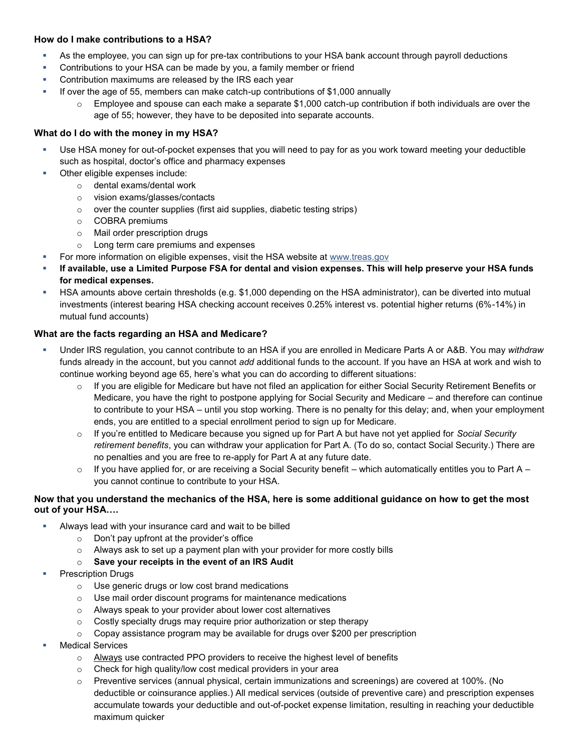**How do I make contributions to a HSA?**

- As the employee, you can sign up for pre-tax contributions to your HSA bank account through payroll deductions
- Contributions to your HSA can be made by you, a family member or friend
- Contribution maximums are released by the IRS each year
- If over the age of 55, members can make catch-up contributions of $1,000 annually
  - Employee and spouse can each make a separate $1,000 catch-up contribution if both individuals are over the age of 55; however, they have to be deposited into separate accounts.

**What do I do with the money in my HSA?**

- Use HSA money for out-of-pocket expenses that you will need to pay for as you work toward meeting your deductible such as hospital, doctor's office and pharmacy expenses
- Other eligible expenses include:
  - dental exams/dental work
  - vision exams/glasses/contacts
  - over the counter supplies (first aid supplies, diabetic testing strips)
  - COBRA premiums
  - Mail order prescription drugs
  - Long term care premiums and expenses
- For more information on eligible expenses, visit the HSA website at [www.treas.gov](http://www.treas.gov)
- **If available, use a Limited Purpose FSA for dental and vision expenses. This will help preserve your HSA funds for medical expenses.**
- HSA amounts above certain thresholds (e.g. $1,000 depending on the HSA administrator), can be diverted into mutual investments (interest bearing HSA checking account receives 0.25% interest vs. potential higher returns (6%-14%) in mutual fund accounts)

**What are the facts regarding an HSA and Medicare?**

- Under IRS regulation, you cannot contribute to an HSA if you are enrolled in Medicare Parts A or A&B. You may *withdraw* funds already in the account, but you cannot *add* additional funds to the account. If you have an HSA at work and wish to continue working beyond age 65, here's what you can do according to different situations:
  - If you are eligible for Medicare but have not filed an application for either Social Security Retirement Benefits or Medicare, you have the right to postpone applying for Social Security and Medicare – and therefore can continue to contribute to your HSA – until you stop working. There is no penalty for this delay; and, when your employment ends, you are entitled to a special enrollment period to sign up for Medicare.
  - If you're entitled to Medicare because you signed up for Part A but have not yet applied for *Social Security retirement benefits*, you can withdraw your application for Part A. (To do so, contact Social Security.) There are no penalties and you are free to re-apply for Part A at any future date.
  - If you have applied for, or are receiving a Social Security benefit – which automatically entitles you to Part A – you cannot continue to contribute to your HSA.

**Now that you understand the mechanics of the HSA, here is some additional guidance on how to get the most out of your HSA….**

- Always lead with your insurance card and wait to be billed
  - Don't pay upfront at the provider's office
  - Always ask to set up a payment plan with your provider for more costly bills
  - **Save your receipts in the event of an IRS Audit**
- Prescription Drugs
  - Use generic drugs or low cost brand medications
  - Use mail order discount programs for maintenance medications
  - Always speak to your provider about lower cost alternatives
  - Costly specialty drugs may require prior authorization or step therapy
  - Copay assistance program may be available for drugs over $200 per prescription
- Medical Services
  - <u>Always</u> use contracted PPO providers to receive the highest level of benefits
  - Check for high quality/low cost medical providers in your area
  - Preventive services (annual physical, certain immunizations and screenings) are covered at 100%. (No deductible or coinsurance applies.) All medical services (outside of preventive care) and prescription expenses accumulate towards your deductible and out-of-pocket expense limitation, resulting in reaching your deductible maximum quicker